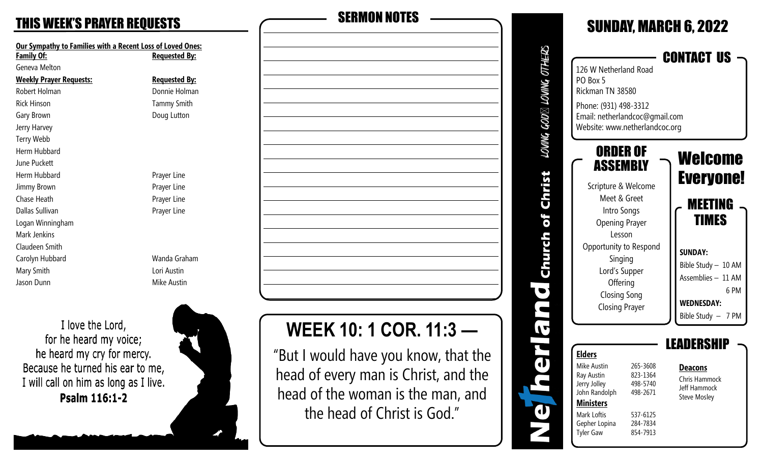# THIS WEEK'S PRAYER REQUESTS

**Our Sympathy to Families with a Recent Loss of Loved Ones:**

| Family Of: | Requested By: |
| --- | --- |
| Geneva Melton | |

| Weekly Prayer Requests: | Requested By: |
| --- | --- |
| Robert Holman | Donnie Holman |
| Rick Hinson | Tammy Smith |
| Gary Brown | Doug Lutton |
| Jerry Harvey | |
| Terry Webb | |
| Herm Hubbard | |
| June Puckett | |
| Herm Hubbard | Prayer Line |
| Jimmy Brown | Prayer Line |
| Chase Heath | Prayer Line |
| Dallas Sullivan | Prayer Line |
| Logan Winningham | |
| Mark Jenkins | |
| Claudeen Smith | |
| Carolyn Hubbard | Wanda Graham |
| Mary Smith | Lori Austin |
| Jason Dunn | Mike Austin |

I love the Lord,
for he heard my voice;
he heard my cry for mercy.
Because he turned his ear to me,
I will call on him as long as I live.
**Psalm 116:1-2**

# SERMON NOTES

# WEEK 10: 1 COR. 11:3 —

"But I would have you know, that the head of every man is Christ, and the head of the woman is the man, and the head of Christ is God."

**Netherland Church of Christ** — LOVING GOD, LOVING OTHERS

# SUNDAY, MARCH 6, 2022

## CONTACT US

126 W Netherland Road
PO Box 5
Rickman TN 38580

Phone: (931) 498-3312
Email: netherlandcoc@gmail.com
Website: www.netherlandcoc.org

## ORDER OF ASSEMBLY

Scripture & Welcome
Meet & Greet
Intro Songs
Opening Prayer
Lesson
Opportunity to Respond
Singing
Lord's Supper
Offering
Closing Song
Closing Prayer

## Welcome Everyone!

## MEETING TIMES

**SUNDAY:**
Bible Study – 10 AM
Assemblies – 11 AM
6 PM

**WEDNESDAY:**
Bible Study – 7 PM

## LEADERSHIP

**Elders**

| Name | Phone |
| --- | --- |
| Mike Austin | 265-3608 |
| Ray Austin | 823-1364 |
| Jerry Jolley | 498-5740 |
| John Randolph | 498-2671 |

**Ministers**

| Name | Phone |
| --- | --- |
| Mark Loftis | 537-6125 |
| Gepher Lopina | 284-7834 |
| Tyler Gaw | 854-7913 |

**Deacons**

Chris Hammock
Jeff Hammock
Steve Mosley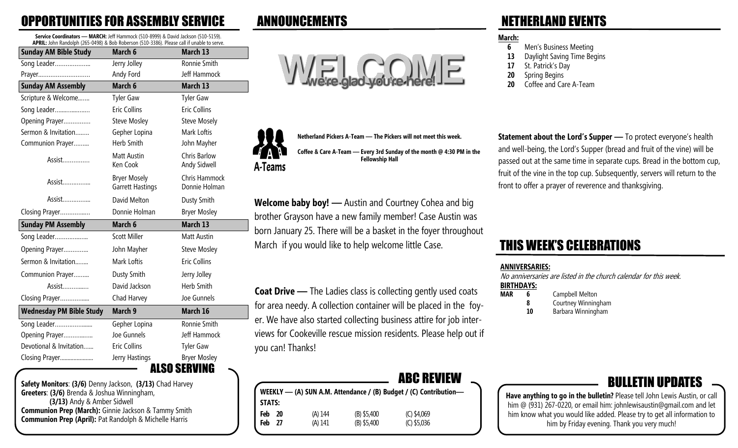# OPPORTUNITIES FOR ASSEMBLY SERVICE

**Service Coordinators — MARCH:** Jeff Hammock (510-8999) & David Jackson (510-5159).
**APRIL:** John Randolph (265-0498) & Bob Roberson (510-3386). Please call if unable to serve.

| Sunday AM Bible Study | March 6 | March 13 |
|---|---|---|
| Song Leader.................... | Jerry Jolley | Ronnie Smith |
| Prayer............................. | Andy Ford | Jeff Hammock |
| **Sunday AM Assembly** | **March 6** | **March 13** |
| Scripture & Welcome....... | Tyler Gaw | Tyler Gaw |
| Song Leader..................... | Eric Collins | Eric Collins |
| Opening Prayer............... | Steve Mosley | Steve Mosely |
| Sermon & Invitation........ | Gepher Lopina | Mark Loftis |
| Communion Prayer......... | Herb Smith | John Mayher |
| Assist............... | Matt Austin<br>Ken Cook | Chris Barlow<br>Andy Sidwell |
| Assist................ | Bryer Mosely<br>Garrett Hastings | Chris Hammock<br>Donnie Holman |
| Assist................ | David Melton | Dusty Smith |
| Closing Prayer................. | Donnie Holman | Bryer Mosley |
| **Sunday PM Assembly** | **March 6** | **March 13** |
| Song Leader................... | Scott Miller | Matt Austin |
| Opening Prayer.............. | John Mayher | Steve Mosley |
| Sermon & Invitation........ | Mark Loftis | Eric Collins |
| Communion Prayer......... | Dusty Smith | Jerry Jolley |
| Assist............... | David Jackson | Herb Smith |
| Closing Prayer................ | Chad Harvey | Joe Gunnels |
| **Wednesday PM Bible Study** | **March 9** | **March 16** |
| Song Leader..................... | Gepher Lopina | Ronnie Smith |
| Opening Prayer................. | Joe Gunnels | Jeff Hammock |
| Devotional & Invitation...... | Eric Collins | Tyler Gaw |
| Closing Prayer..................... | Jerry Hastings | Bryer Mosley |

## ALSO SERVING

**Safety Monitors**: **(3/6)** Denny Jackson, **(3/13)** Chad Harvey
**Greeters**: **(3/6)** Brenda & Joshua Winningham,
**(3/13)** Andy & Amber Sidwell
**Communion Prep (March):** Ginnie Jackson & Tammy Smith
**Communion Prep (April):** Pat Randolph & Michelle Harris

# ANNOUNCEMENTS

WELCOME
we're glad you're here!

A-Teams

**Netherland Pickers A-Team — The Pickers will not meet this week.**

**Coffee & Care A-Team — Every 3rd Sunday of the month @ 4:30 PM in the Fellowship Hall**

**Welcome baby boy! —** Austin and Courtney Cohea and big brother Grayson have a new family member! Case Austin was born January 25. There will be a basket in the foyer throughout March if you would like to help welcome little Case.

**Coat Drive —** The Ladies class is collecting gently used coats for area needy. A collection container will be placed in the foyer. We have also started collecting business attire for job interviews for Cookeville rescue mission residents. Please help out if you can! Thanks!

## ABC REVIEW

**WEEKLY — (A) SUN A.M. Attendance / (B) Budget / (C) Contribution—**

| STATS: | | | |
|---|---|---|---|
| **Feb 20** | (A) 144 | (B) $5,400 | (C) $4,069 |
| **Feb 27** | (A) 141 | (B) $5,400 | (C) $5,036 |

# NETHERLAND EVENTS

**March:**

- **6** Men's Business Meeting
- **13** Daylight Saving Time Begins
- **17** St. Patrick's Day
- **20** Spring Begins
- **20** Coffee and Care A-Team

**Statement about the Lord's Supper —** To protect everyone's health and well-being, the Lord's Supper (bread and fruit of the vine) will be passed out at the same time in separate cups. Bread in the bottom cup, fruit of the vine in the top cup. Subsequently, servers will return to the front to offer a prayer of reverence and thanksgiving.

# THIS WEEK'S CELEBRATIONS

**ANNIVERSARIES:**

*No anniversaries are listed in the church calendar for this week.*

**BIRTHDAYS:**

| | | |
|---|---|---|
| **MAR** | **6** | Campbell Melton |
| | **8** | Courtney Winningham |
| | **10** | Barbara Winningham |

## BULLETIN UPDATES

**Have anything to go in the bulletin?** Please tell John Lewis Austin, or call him @ (931) 267-0220, or email him: johnlewisaustin@gmail.com and let him know what you would like added. Please try to get all information to him by Friday evening. Thank you very much!